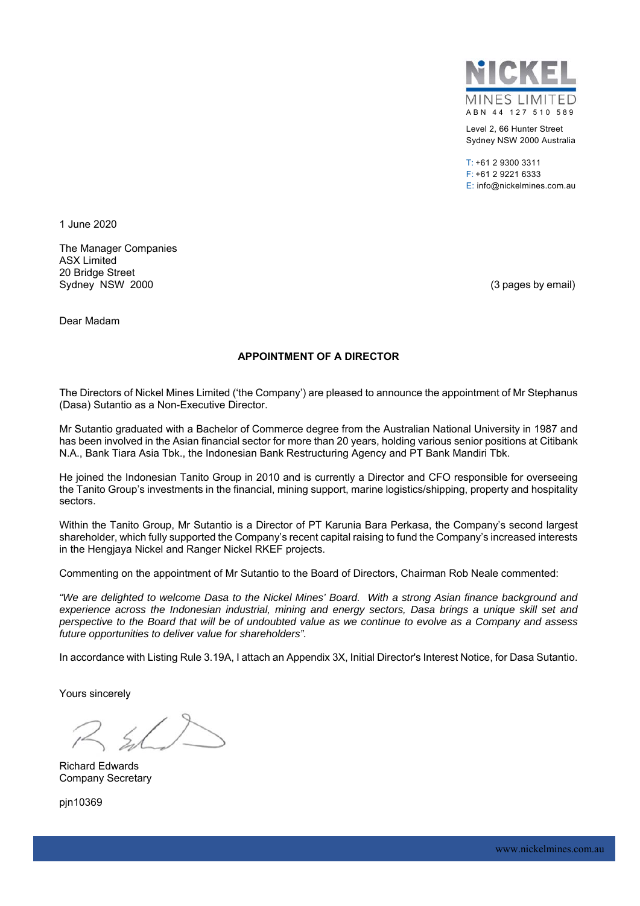NICKEL MINES LIMITED
ABN 44 127 510 589

Level 2, 66 Hunter Street
Sydney NSW 2000 Australia

T: +61 2 9300 3311
F: +61 2 9221 6333
E: info@nickelmines.com.au

1 June 2020

The Manager Companies
ASX Limited
20 Bridge Street
Sydney NSW 2000

(3 pages by email)

Dear Madam

**APPOINTMENT OF A DIRECTOR**

The Directors of Nickel Mines Limited ('the Company') are pleased to announce the appointment of Mr Stephanus (Dasa) Sutantio as a Non-Executive Director.

Mr Sutantio graduated with a Bachelor of Commerce degree from the Australian National University in 1987 and has been involved in the Asian financial sector for more than 20 years, holding various senior positions at Citibank N.A., Bank Tiara Asia Tbk., the Indonesian Bank Restructuring Agency and PT Bank Mandiri Tbk.

He joined the Indonesian Tanito Group in 2010 and is currently a Director and CFO responsible for overseeing the Tanito Group's investments in the financial, mining support, marine logistics/shipping, property and hospitality sectors.

Within the Tanito Group, Mr Sutantio is a Director of PT Karunia Bara Perkasa, the Company's second largest shareholder, which fully supported the Company's recent capital raising to fund the Company's increased interests in the Hengjaya Nickel and Ranger Nickel RKEF projects.

Commenting on the appointment of Mr Sutantio to the Board of Directors, Chairman Rob Neale commented:

*"We are delighted to welcome Dasa to the Nickel Mines' Board. With a strong Asian finance background and experience across the Indonesian industrial, mining and energy sectors, Dasa brings a unique skill set and perspective to the Board that will be of undoubted value as we continue to evolve as a Company and assess future opportunities to deliver value for shareholders".*

In accordance with Listing Rule 3.19A, I attach an Appendix 3X, Initial Director's Interest Notice, for Dasa Sutantio.

Yours sincerely

Richard Edwards
Company Secretary

pjn10369

www.nickelmines.com.au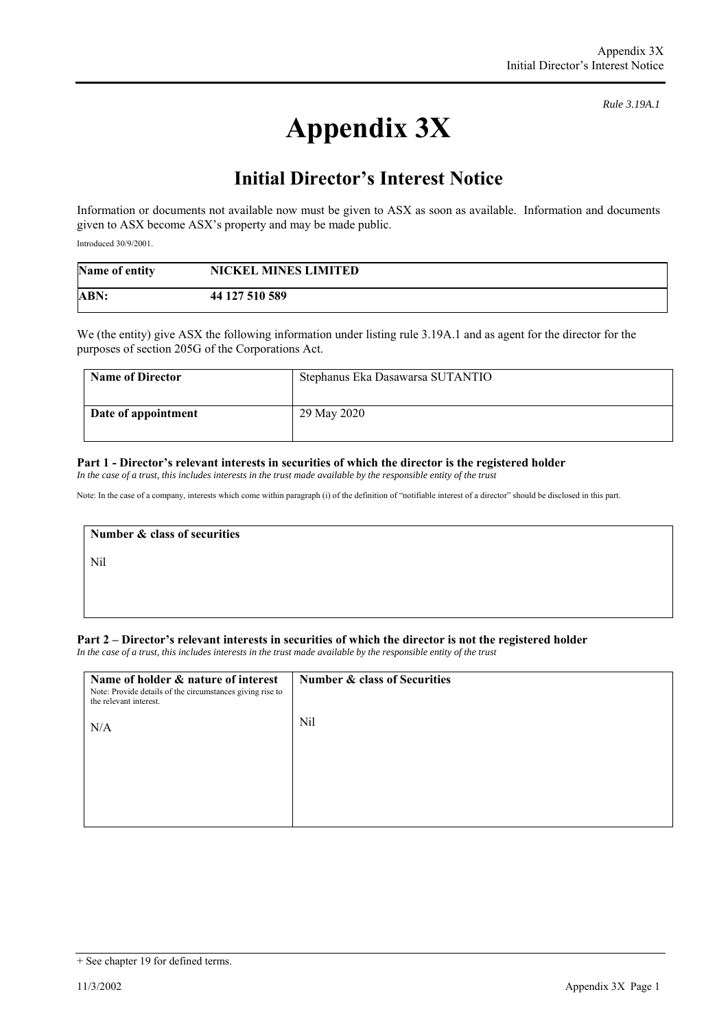*Rule 3.19A.1*

# Appendix 3X

## Initial Director's Interest Notice

Information or documents not available now must be given to ASX as soon as available. Information and documents given to ASX become ASX's property and may be made public.

Introduced 30/9/2001.

| **Name of entity** | **NICKEL MINES LIMITED** |
|---|---|
| **ABN:** | **44 127 510 589** |

We (the entity) give ASX the following information under listing rule 3.19A.1 and as agent for the director for the purposes of section 205G of the Corporations Act.

| **Name of Director** | Stephanus Eka Dasawarsa SUTANTIO |
|---|---|
| **Date of appointment** | 29 May 2020 |

### Part 1 - Director's relevant interests in securities of which the director is the registered holder

*In the case of a trust, this includes interests in the trust made available by the responsible entity of the trust*

Note: In the case of a company, interests which come within paragraph (i) of the definition of "notifiable interest of a director" should be disclosed in this part.

| **Number & class of securities** |
|---|
| Nil |

### Part 2 – Director's relevant interests in securities of which the director is not the registered holder

*In the case of a trust, this includes interests in the trust made available by the responsible entity of the trust*

| **Name of holder & nature of interest**<br>Note: Provide details of the circumstances giving rise to the relevant interest. | **Number & class of Securities** |
|---|---|
| N/A | Nil |

+ See chapter 19 for defined terms.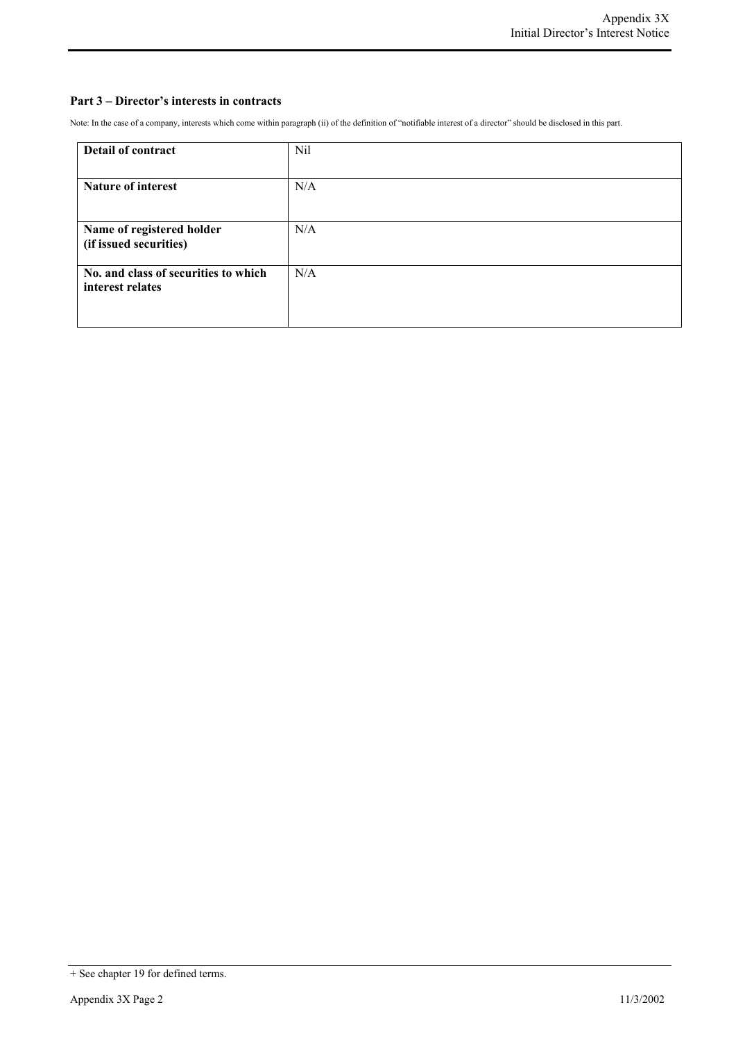## Part 3 – Director's interests in contracts

Note: In the case of a company, interests which come within paragraph (ii) of the definition of "notifiable interest of a director" should be disclosed in this part.

| | |
|---|---|
| **Detail of contract** | Nil |
| **Nature of interest** | N/A |
| **Name of registered holder (if issued securities)** | N/A |
| **No. and class of securities to which interest relates** | N/A |

+ See chapter 19 for defined terms.